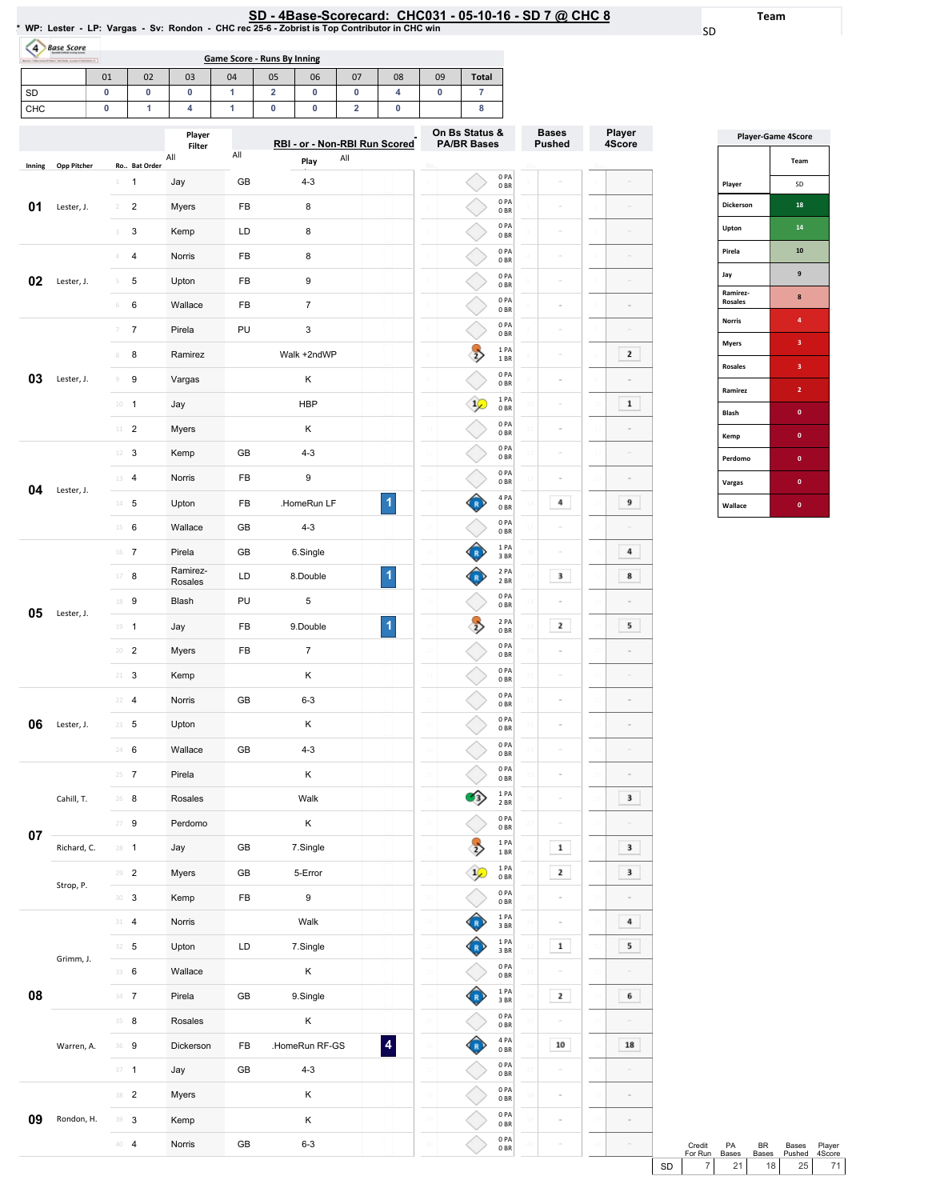# SD - 4Base-Scorecard: CHC031 - 05-10-16 - SD 7 @ CHC 8

* WP: Lester - LP: Vargas - Sv: Rondon - CHC rec 25-6 - Zobrist is Top Contributor in CHC win

Team: SD

## Game Score - Runs By Inning

| | 01 | 02 | 03 | 04 | 05 | 06 | 07 | 08 | 09 | Total |
|---|---|---|---|---|---|---|---|---|---|---|
| SD | 0 | 0 | 0 | 1 | 2 | 0 | 0 | 4 | 0 | 7 |
| CHC | 0 | 1 | 4 | 1 | 0 | 0 | 2 | 0 | | 8 |

| Inning | Opp Pitcher | Ro.. | Bat Order | Player | | Play | RBI | On Bs Status & PA/BR Bases | Bases Pushed | Player 4Score |
|---|---|---|---|---|---|---|---|---|---|---|
| 01 | Lester, J. | 1 | 1 | Jay | GB | 4-3 | | 0 PA 0 BR | - | - |
| | | 2 | 2 | Myers | FB | 8 | | 0 PA 0 BR | - | - |
| | | 3 | 3 | Kemp | LD | 8 | | 0 PA 0 BR | - | - |
| 02 | Lester, J. | 4 | 4 | Norris | FB | 8 | | 0 PA 0 BR | - | - |
| | | 5 | 5 | Upton | FB | 9 | | 0 PA 0 BR | - | - |
| | | 6 | 6 | Wallace | FB | 7 | | 0 PA 0 BR | - | - |
| 03 | Lester, J. | 7 | 7 | Pirela | PU | 3 | | 0 PA 0 BR | - | - |
| | | 8 | 8 | Ramirez | | Walk +2ndWP | | 1 PA 1 BR | - | 2 |
| | | 9 | 9 | Vargas | | K | | 0 PA 0 BR | - | - |
| | | 10 | 1 | Jay | | HBP | | 1 PA 0 BR | - | 1 |
| | | 11 | 2 | Myers | | K | | 0 PA 0 BR | - | - |
| 04 | Lester, J. | 12 | 3 | Kemp | GB | 4-3 | | 0 PA 0 BR | - | - |
| | | 13 | 4 | Norris | FB | 9 | | 0 PA 0 BR | - | - |
| | | 14 | 5 | Upton | FB | .HomeRun LF | 1 | 4 PA 0 BR | 4 | 9 |
| | | 15 | 6 | Wallace | GB | 4-3 | | 0 PA 0 BR | - | - |
| 05 | Lester, J. | 16 | 7 | Pirela | GB | 6.Single | | 1 PA 3 BR | - | 4 |
| | | 17 | 8 | Ramirez-Rosales | LD | 8.Double | 1 | 2 PA 2 BR | 3 | 8 |
| | | 18 | 9 | Blash | PU | 5 | | 0 PA 0 BR | - | - |
| | | 19 | 1 | Jay | FB | 9.Double | 1 | 2 PA 0 BR | 2 | 5 |
| | | 20 | 2 | Myers | FB | 7 | | 0 PA 0 BR | - | - |
| | | 21 | 3 | Kemp | | K | | 0 PA 0 BR | - | - |
| 06 | Lester, J. | 22 | 4 | Norris | GB | 6-3 | | 0 PA 0 BR | - | - |
| | | 23 | 5 | Upton | | K | | 0 PA 0 BR | - | - |
| | | 24 | 6 | Wallace | GB | 4-3 | | 0 PA 0 BR | - | - |
| 07 | Cahill, T. | 25 | 7 | Pirela | | K | | 0 PA 0 BR | - | - |
| | | 26 | 8 | Rosales | | Walk | | 1 PA 2 BR | - | 3 |
| | | 27 | 9 | Perdomo | | K | | 0 PA 0 BR | - | - |
| | Richard, C. | 28 | 1 | Jay | GB | 7.Single | | 1 PA 1 BR | 1 | 3 |
| | Strop, P. | 29 | 2 | Myers | GB | 5-Error | | 1 PA 0 BR | 2 | 3 |
| | | 30 | 3 | Kemp | FB | 9 | | 0 PA 0 BR | - | - |
| 08 | Grimm, J. | 31 | 4 | Norris | | Walk | | 1 PA 3 BR | - | 4 |
| | | 32 | 5 | Upton | LD | 7.Single | | 1 PA 3 BR | 1 | 5 |
| | | 33 | 6 | Wallace | | K | | 0 PA 0 BR | - | - |
| | | 34 | 7 | Pirela | GB | 9.Single | | 1 PA 3 BR | 2 | 6 |
| | | 35 | 8 | Rosales | | K | | 0 PA 0 BR | - | - |
| | Warren, A. | 36 | 9 | Dickerson | FB | .HomeRun RF-GS | 4 | 4 PA 0 BR | 10 | 18 |
| | | 37 | 1 | Jay | GB | 4-3 | | 0 PA 0 BR | - | - |
| 09 | Rondon, H. | 38 | 2 | Myers | | K | | 0 PA 0 BR | - | - |
| | | 39 | 3 | Kemp | | K | | 0 PA 0 BR | - | - |
| | | 40 | 4 | Norris | GB | 6-3 | | 0 PA 0 BR | - | - |

## Player-Game 4Score

| Player | SD |
|---|---|
| Dickerson | 18 |
| Upton | 14 |
| Pirela | 10 |
| Jay | 9 |
| Ramirez-Rosales | 8 |
| Norris | 4 |
| Myers | 3 |
| Rosales | 3 |
| Ramirez | 2 |
| Blash | 0 |
| Kemp | 0 |
| Perdomo | 0 |
| Vargas | 0 |
| Wallace | 0 |

| | Credit For Run | PA Bases | BR Bases | Bases Pushed | Player 4Score |
|---|---|---|---|---|---|
| SD | 7 | 21 | 18 | 25 | 71 |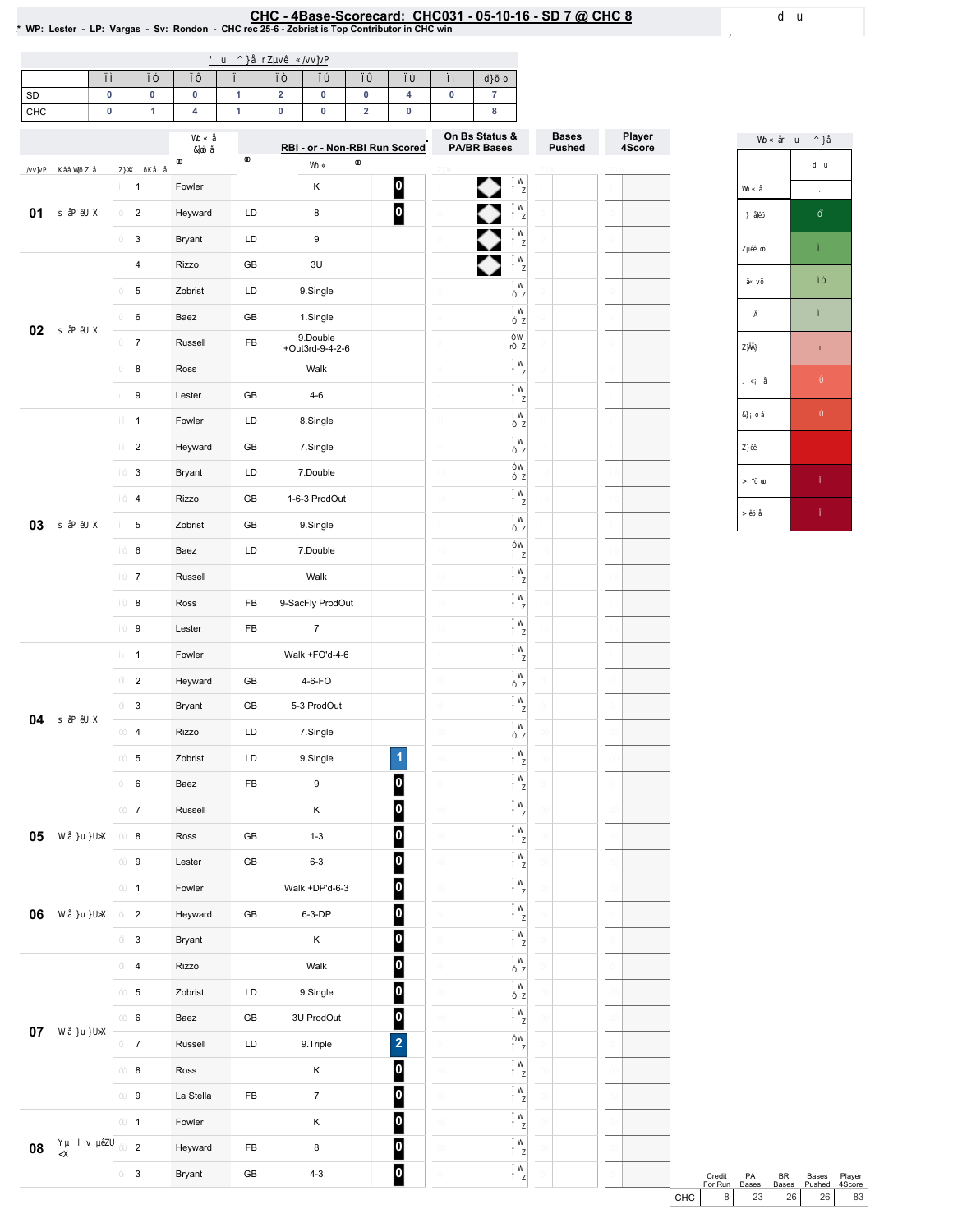# CHC - 4Base-Scorecard: CHC031 - 05-10-16 - SD 7 @ CHC 8

* WP: Lester - LP: Vargas - Sv: Rondon - CHC rec 25-6 - Zobrist is Top Contributor in CHC win

| | 1 | 2 | 3 | 4 | 5 | 6 | 7 | 8 | 9 | Total |
|---|---|---|---|---|---|---|---|---|---|---|
| SD | 0 | 0 | 0 | 1 | 2 | 0 | 0 | 4 | 0 | 7 |
| CHC | 0 | 1 | 4 | 1 | 0 | 0 | 2 | 0 | | 8 |

| Inning | # | Player | | RBI - or - Non-RBI Run Scored | | On Bs Status & PA/BR Bases | Bases Pushed | Player 4Score |
|---|---|---|---|---|---|---|---|---|
| 01 | 1 | Fowler | | K | 0 | | | |
| | 2 | Heyward | LD | 8 | 0 | | | |
| | 3 | Bryant | LD | 9 | | | | |
| | 4 | Rizzo | GB | 3U | | | | |
| 02 | 5 | Zobrist | LD | 9.Single | | | | |
| | 6 | Baez | GB | 1.Single | | | | |
| | 7 | Russell | FB | 9.Double +Out3rd-9-4-2-6 | | | | |
| | 8 | Ross | | Walk | | | | |
| | 9 | Lester | GB | 4-6 | | | | |
| 03 | 1 | Fowler | LD | 8.Single | | | | |
| | 2 | Heyward | GB | 7.Single | | | | |
| | 3 | Bryant | LD | 7.Double | | | | |
| | 4 | Rizzo | GB | 1-6-3 ProdOut | | | | |
| | 5 | Zobrist | GB | 9.Single | | | | |
| | 6 | Baez | LD | 7.Double | | | | |
| | 7 | Russell | | Walk | | | | |
| | 8 | Ross | FB | 9-SacFly ProdOut | | | | |
| | 9 | Lester | FB | 7 | | | | |
| 04 | 1 | Fowler | | Walk +FO'd-4-6 | | | | |
| | 2 | Heyward | GB | 4-6-FO | | | | |
| | 3 | Bryant | GB | 5-3 ProdOut | | | | |
| | 4 | Rizzo | LD | 7.Single | | | | |
| | 5 | Zobrist | LD | 9.Single | 1 | | | |
| | 6 | Baez | FB | 9 | 0 | | | |
| 05 | 7 | Russell | | K | 0 | | | |
| | 8 | Ross | GB | 1-3 | 0 | | | |
| | 9 | Lester | GB | 6-3 | 0 | | | |
| 06 | 1 | Fowler | | Walk +DP'd-6-3 | 0 | | | |
| | 2 | Heyward | GB | 6-3-DP | 0 | | | |
| | 3 | Bryant | | K | 0 | | | |
| 07 | 4 | Rizzo | | Walk | 0 | | | |
| | 5 | Zobrist | LD | 9.Single | 0 | | | |
| | 6 | Baez | GB | 3U ProdOut | 0 | | | |
| | 7 | Russell | LD | 9.Triple | 2 | | | |
| | 8 | Ross | | K | 0 | | | |
| | 9 | La Stella | FB | 7 | 0 | | | |
| 08 | 1 | Fowler | | K | 0 | | | |
| | 2 | Heyward | FB | 8 | 0 | | | |
| | 3 | Bryant | GB | 4-3 | 0 | | | |

| | Credit For Run | PA Bases | BR Bases | Bases Pushed | Player 4Score |
|---|---|---|---|---|---|
| CHC | 8 | 23 | 26 | 26 | 83 |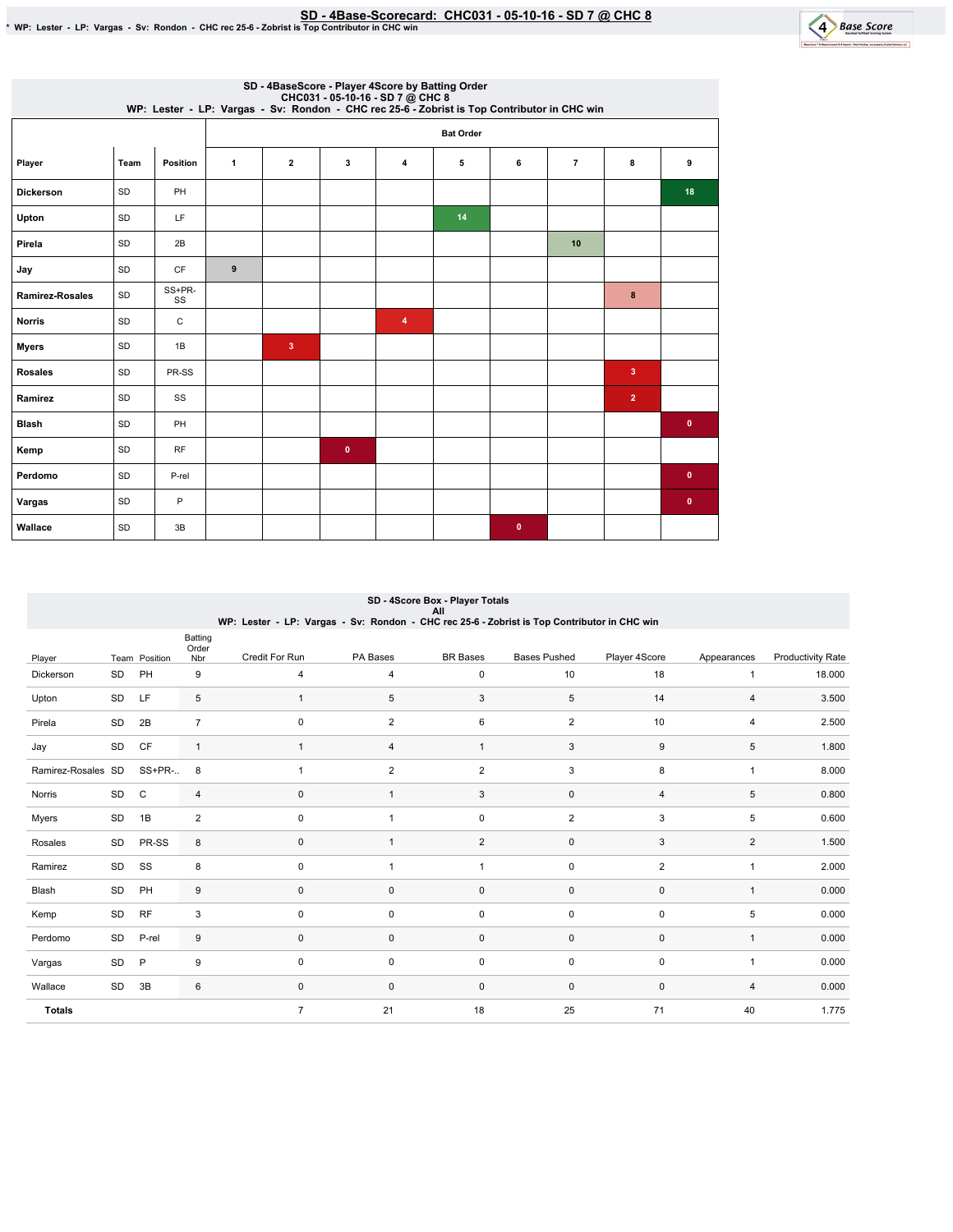# SD - 4Base-Scorecard: CHC031 - 05-10-16 - SD 7 @ CHC 8

\* WP: Lester - LP: Vargas - Sv: Rondon - CHC rec 25-6 - Zobrist is Top Contributor in CHC win

## SD - 4BaseScore - Player 4Score by Batting Order
CHC031 - 05-10-16 - SD 7 @ CHC 8
WP: Lester - LP: Vargas - Sv: Rondon - CHC rec 25-6 - Zobrist is Top Contributor in CHC win

| Player | Team | Position | Bat Order 1 | 2 | 3 | 4 | 5 | 6 | 7 | 8 | 9 |
|---|---|---|---|---|---|---|---|---|---|---|---|
| Dickerson | SD | PH | | | | | | | | | 18 |
| Upton | SD | LF | | | | | 14 | | | | |
| Pirela | SD | 2B | | | | | | | 10 | | |
| Jay | SD | CF | 9 | | | | | | | | |
| Ramirez-Rosales | SD | SS+PR-SS | | | | | | | | 8 | |
| Norris | SD | C | | | | 4 | | | | | |
| Myers | SD | 1B | | 3 | | | | | | | |
| Rosales | SD | PR-SS | | | | | | | | 3 | |
| Ramirez | SD | SS | | | | | | | | 2 | |
| Blash | SD | PH | | | | | | | | | 0 |
| Kemp | SD | RF | | | 0 | | | | | | |
| Perdomo | SD | P-rel | | | | | | | | | 0 |
| Vargas | SD | P | | | | | | | | | 0 |
| Wallace | SD | 3B | | | | | | 0 | | | |

## SD - 4Score Box - Player Totals
All
WP: Lester - LP: Vargas - Sv: Rondon - CHC rec 25-6 - Zobrist is Top Contributor in CHC win

| Player | Team | Position | Batting Order Nbr | Credit For Run | PA Bases | BR Bases | Bases Pushed | Player 4Score | Appearances | Productivity Rate |
|---|---|---|---|---|---|---|---|---|---|---|
| Dickerson | SD | PH | 9 | 4 | 4 | 0 | 10 | 18 | 1 | 18.000 |
| Upton | SD | LF | 5 | 1 | 5 | 3 | 5 | 14 | 4 | 3.500 |
| Pirela | SD | 2B | 7 | 0 | 2 | 6 | 2 | 10 | 4 | 2.500 |
| Jay | SD | CF | 1 | 1 | 4 | 1 | 3 | 9 | 5 | 1.800 |
| Ramirez-Rosales | SD | SS+PR-.. | 8 | 1 | 2 | 2 | 3 | 8 | 1 | 8.000 |
| Norris | SD | C | 4 | 0 | 1 | 3 | 0 | 4 | 5 | 0.800 |
| Myers | SD | 1B | 2 | 0 | 1 | 0 | 2 | 3 | 5 | 0.600 |
| Rosales | SD | PR-SS | 8 | 0 | 1 | 2 | 0 | 3 | 2 | 1.500 |
| Ramirez | SD | SS | 8 | 0 | 1 | 1 | 0 | 2 | 1 | 2.000 |
| Blash | SD | PH | 9 | 0 | 0 | 0 | 0 | 0 | 1 | 0.000 |
| Kemp | SD | RF | 3 | 0 | 0 | 0 | 0 | 0 | 5 | 0.000 |
| Perdomo | SD | P-rel | 9 | 0 | 0 | 0 | 0 | 0 | 1 | 0.000 |
| Vargas | SD | P | 9 | 0 | 0 | 0 | 0 | 0 | 1 | 0.000 |
| Wallace | SD | 3B | 6 | 0 | 0 | 0 | 0 | 0 | 4 | 0.000 |
| **Totals** | | | | 7 | 21 | 18 | 25 | 71 | 40 | 1.775 |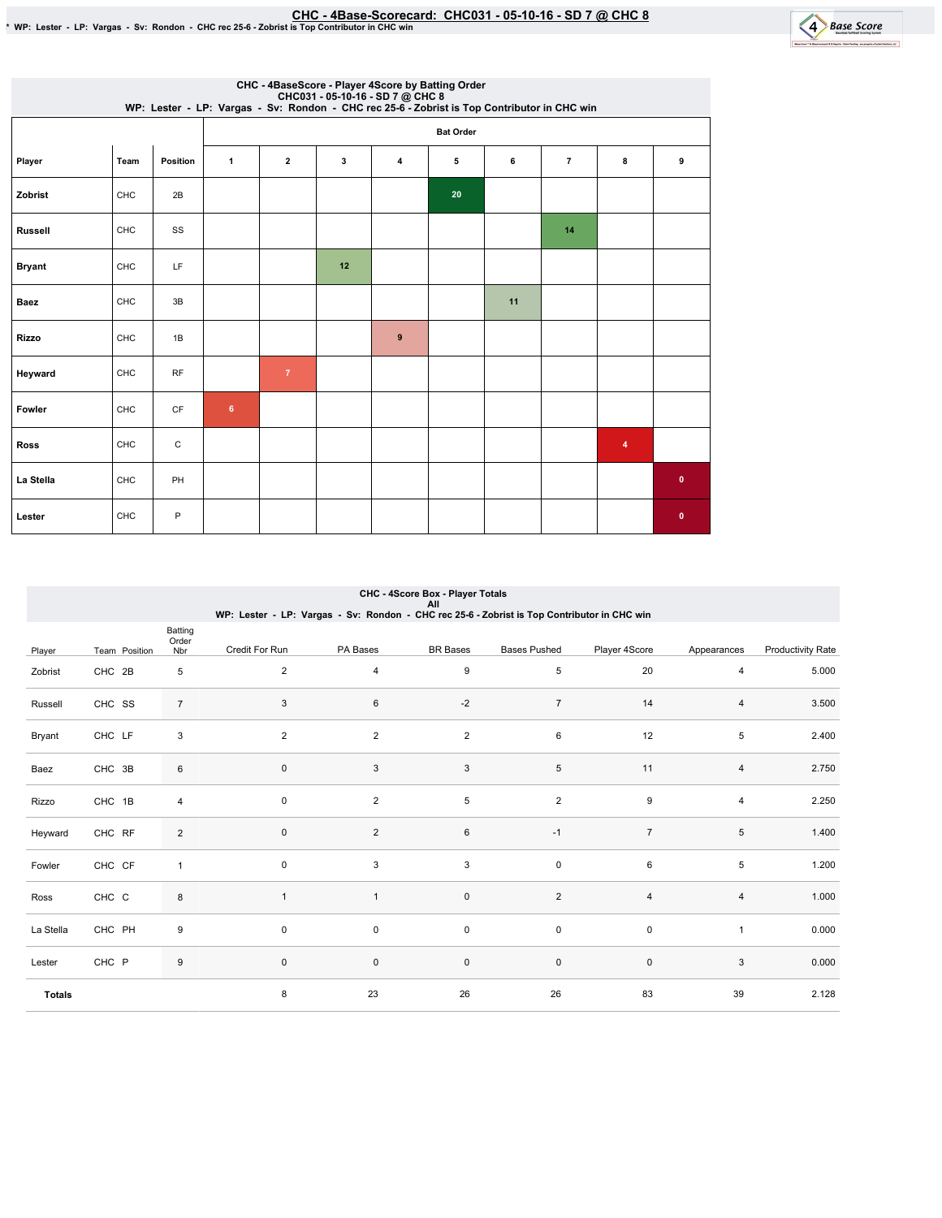# CHC - 4Base-Scorecard: CHC031 - 05-10-16 - SD 7 @ CHC 8

* WP: Lester - LP: Vargas - Sv: Rondon - CHC rec 25-6 - Zobrist is Top Contributor in CHC win

## CHC - 4BaseScore - Player 4Score by Batting Order

CHC031 - 05-10-16 - SD 7 @ CHC 8

WP: Lester - LP: Vargas - Sv: Rondon - CHC rec 25-6 - Zobrist is Top Contributor in CHC win

| | | | Bat Order | | | | | | | | |
|---|---|---|---|---|---|---|---|---|---|---|---|
| Player | Team | Position | 1 | 2 | 3 | 4 | 5 | 6 | 7 | 8 | 9 |
| Zobrist | CHC | 2B | | | | | 20 | | | | |
| Russell | CHC | SS | | | | | | | 14 | | |
| Bryant | CHC | LF | | | 12 | | | | | | |
| Baez | CHC | 3B | | | | | | 11 | | | |
| Rizzo | CHC | 1B | | | | 9 | | | | | |
| Heyward | CHC | RF | | 7 | | | | | | | |
| Fowler | CHC | CF | 6 | | | | | | | | |
| Ross | CHC | C | | | | | | | | 4 | |
| La Stella | CHC | PH | | | | | | | | | 0 |
| Lester | CHC | P | | | | | | | | | 0 |

## CHC - 4Score Box - Player Totals

All

WP: Lester - LP: Vargas - Sv: Rondon - CHC rec 25-6 - Zobrist is Top Contributor in CHC win

| Player | Team | Position | Batting Order Nbr | Credit For Run | PA Bases | BR Bases | Bases Pushed | Player 4Score | Appearances | Productivity Rate |
|---|---|---|---|---|---|---|---|---|---|---|
| Zobrist | CHC | 2B | 5 | 2 | 4 | 9 | 5 | 20 | 4 | 5.000 |
| Russell | CHC | SS | 7 | 3 | 6 | -2 | 7 | 14 | 4 | 3.500 |
| Bryant | CHC | LF | 3 | 2 | 2 | 2 | 6 | 12 | 5 | 2.400 |
| Baez | CHC | 3B | 6 | 0 | 3 | 3 | 5 | 11 | 4 | 2.750 |
| Rizzo | CHC | 1B | 4 | 0 | 2 | 5 | 2 | 9 | 4 | 2.250 |
| Heyward | CHC | RF | 2 | 0 | 2 | 6 | -1 | 7 | 5 | 1.400 |
| Fowler | CHC | CF | 1 | 0 | 3 | 3 | 0 | 6 | 5 | 1.200 |
| Ross | CHC | C | 8 | 1 | 1 | 0 | 2 | 4 | 4 | 1.000 |
| La Stella | CHC | PH | 9 | 0 | 0 | 0 | 0 | 0 | 1 | 0.000 |
| Lester | CHC | P | 9 | 0 | 0 | 0 | 0 | 0 | 3 | 0.000 |
| **Totals** | | | | 8 | 23 | 26 | 26 | 83 | 39 | 2.128 |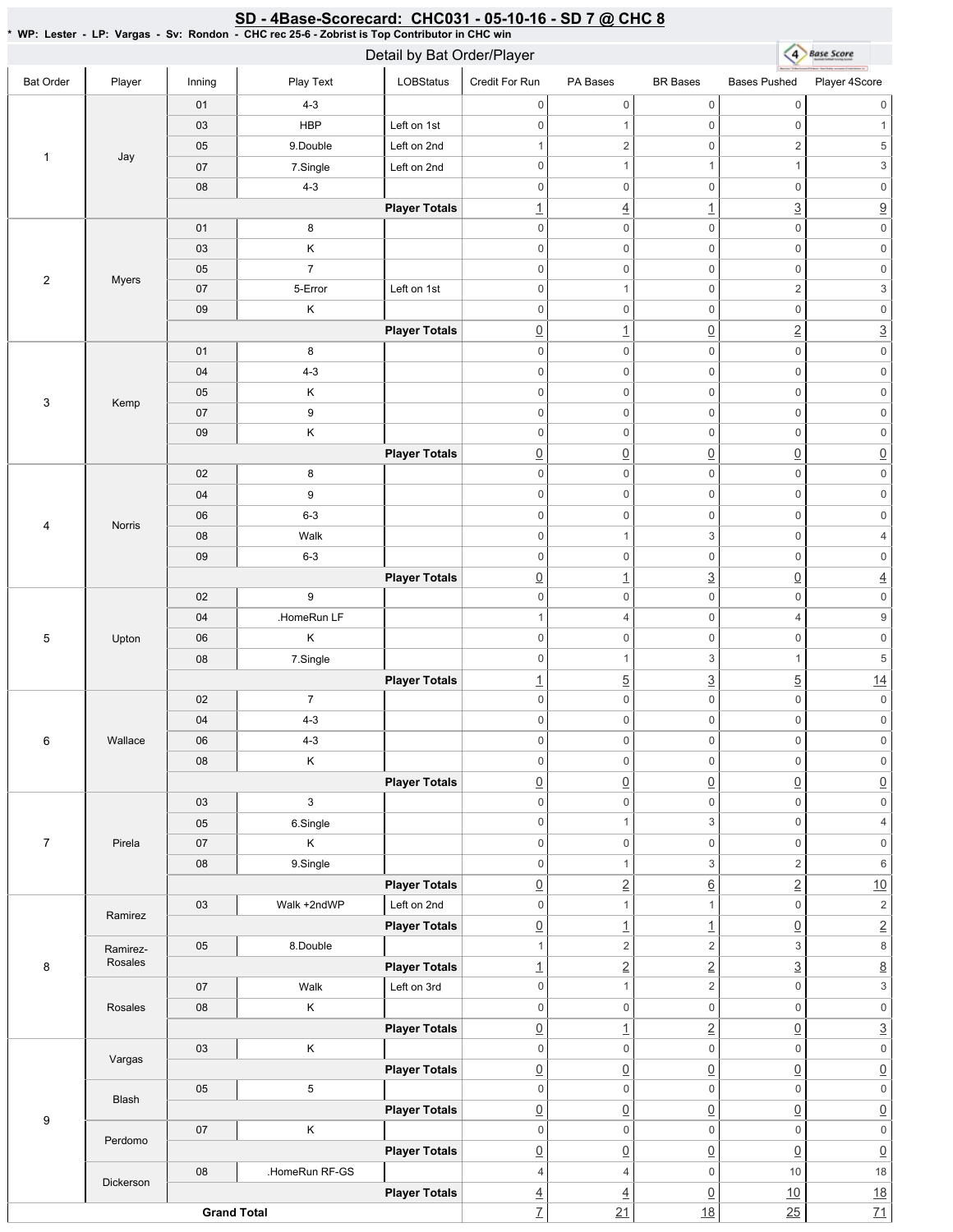## SD - 4Base-Scorecard: CHC031 - 05-10-16 - SD 7 @ CHC 8

**\* WP: Lester - LP: Vargas - Sv: Rondon - CHC rec 25-6 - Zobrist is Top Contributor in CHC win**

Detail by Bat Order/Player

| Bat Order | Player | Inning | Play Text | LOBStatus | Credit For Run | PA Bases | BR Bases | Bases Pushed | Player 4Score |
|---|---|---|---|---|---|---|---|---|---|
| 1 | Jay | 01 | 4-3 | | 0 | 0 | 0 | 0 | 0 |
| | | 03 | HBP | Left on 1st | 0 | 1 | 0 | 0 | 1 |
| | | 05 | 9.Double | Left on 2nd | 1 | 2 | 0 | 2 | 5 |
| | | 07 | 7.Single | Left on 2nd | 0 | 1 | 1 | 1 | 3 |
| | | 08 | 4-3 | | 0 | 0 | 0 | 0 | 0 |
| | | | | **Player Totals** | 1 | 4 | 1 | 3 | 9 |
| 2 | Myers | 01 | 8 | | 0 | 0 | 0 | 0 | 0 |
| | | 03 | K | | 0 | 0 | 0 | 0 | 0 |
| | | 05 | 7 | | 0 | 0 | 0 | 0 | 0 |
| | | 07 | 5-Error | Left on 1st | 0 | 1 | 0 | 2 | 3 |
| | | 09 | K | | 0 | 0 | 0 | 0 | 0 |
| | | | | **Player Totals** | 0 | 1 | 0 | 2 | 3 |
| 3 | Kemp | 01 | 8 | | 0 | 0 | 0 | 0 | 0 |
| | | 04 | 4-3 | | 0 | 0 | 0 | 0 | 0 |
| | | 05 | K | | 0 | 0 | 0 | 0 | 0 |
| | | 07 | 9 | | 0 | 0 | 0 | 0 | 0 |
| | | 09 | K | | 0 | 0 | 0 | 0 | 0 |
| | | | | **Player Totals** | 0 | 0 | 0 | 0 | 0 |
| 4 | Norris | 02 | 8 | | 0 | 0 | 0 | 0 | 0 |
| | | 04 | 9 | | 0 | 0 | 0 | 0 | 0 |
| | | 06 | 6-3 | | 0 | 0 | 0 | 0 | 0 |
| | | 08 | Walk | | 0 | 1 | 3 | 0 | 4 |
| | | 09 | 6-3 | | 0 | 0 | 0 | 0 | 0 |
| | | | | **Player Totals** | 0 | 1 | 3 | 0 | 4 |
| 5 | Upton | 02 | 9 | | 0 | 0 | 0 | 0 | 0 |
| | | 04 | .HomeRun LF | | 1 | 4 | 0 | 4 | 9 |
| | | 06 | K | | 0 | 0 | 0 | 0 | 0 |
| | | 08 | 7.Single | | 0 | 1 | 3 | 1 | 5 |
| | | | | **Player Totals** | 1 | 5 | 3 | 5 | 14 |
| 6 | Wallace | 02 | 7 | | 0 | 0 | 0 | 0 | 0 |
| | | 04 | 4-3 | | 0 | 0 | 0 | 0 | 0 |
| | | 06 | 4-3 | | 0 | 0 | 0 | 0 | 0 |
| | | 08 | K | | 0 | 0 | 0 | 0 | 0 |
| | | | | **Player Totals** | 0 | 0 | 0 | 0 | 0 |
| 7 | Pirela | 03 | 3 | | 0 | 0 | 0 | 0 | 0 |
| | | 05 | 6.Single | | 0 | 1 | 3 | 0 | 4 |
| | | 07 | K | | 0 | 0 | 0 | 0 | 0 |
| | | 08 | 9.Single | | 0 | 1 | 3 | 2 | 6 |
| | | | | **Player Totals** | 0 | 2 | 6 | 2 | 10 |
| 8 | Ramirez | 03 | Walk +2ndWP | Left on 2nd | 0 | 1 | 1 | 0 | 2 |
| | | | | **Player Totals** | 0 | 1 | 1 | 0 | 2 |
| | Ramirez-Rosales | 05 | 8.Double | | 1 | 2 | 2 | 3 | 8 |
| | | | | **Player Totals** | 1 | 2 | 2 | 3 | 8 |
| | Rosales | 07 | Walk | Left on 3rd | 0 | 1 | 2 | 0 | 3 |
| | | 08 | K | | 0 | 0 | 0 | 0 | 0 |
| | | | | **Player Totals** | 0 | 1 | 2 | 0 | 3 |
| 9 | Vargas | 03 | K | | 0 | 0 | 0 | 0 | 0 |
| | | | | **Player Totals** | 0 | 0 | 0 | 0 | 0 |
| | Blash | 05 | 5 | | 0 | 0 | 0 | 0 | 0 |
| | | | | **Player Totals** | 0 | 0 | 0 | 0 | 0 |
| | Perdomo | 07 | K | | 0 | 0 | 0 | 0 | 0 |
| | | | | **Player Totals** | 0 | 0 | 0 | 0 | 0 |
| | Dickerson | 08 | .HomeRun RF-GS | | 4 | 4 | 0 | 10 | 18 |
| | | | | **Player Totals** | 4 | 4 | 0 | 10 | 18 |
| **Grand Total** | | | | | 7 | 21 | 18 | 25 | 71 |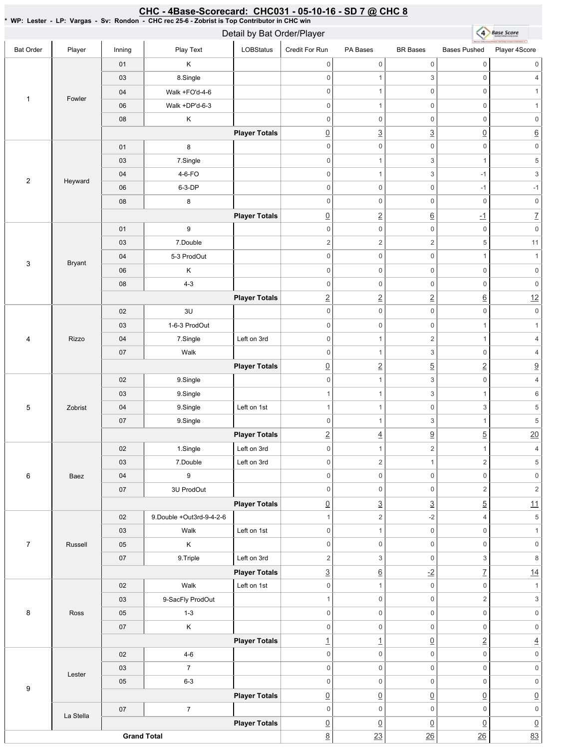# CHC - 4Base-Scorecard: CHC031 - 05-10-16 - SD 7 @ CHC 8

* WP: Lester - LP: Vargas - Sv: Rondon - CHC rec 25-6 - Zobrist is Top Contributor in CHC win

## Detail by Bat Order/Player

| Bat Order | Player | Inning | Play Text | LOBStatus | Credit For Run | PA Bases | BR Bases | Bases Pushed | Player 4Score |
|---|---|---|---|---|---|---|---|---|---|
| 1 | Fowler | 01 | K | | 0 | 0 | 0 | 0 | 0 |
| | | 03 | 8.Single | | 0 | 1 | 3 | 0 | 4 |
| | | 04 | Walk +FO'd-4-6 | | 0 | 1 | 0 | 0 | 1 |
| | | 06 | Walk +DP'd-6-3 | | 0 | 1 | 0 | 0 | 1 |
| | | 08 | K | | 0 | 0 | 0 | 0 | 0 |
| | | | | **Player Totals** | 0 | 3 | 3 | 0 | 6 |
| 2 | Heyward | 01 | 8 | | 0 | 0 | 0 | 0 | 0 |
| | | 03 | 7.Single | | 0 | 1 | 3 | 1 | 5 |
| | | 04 | 4-6-FO | | 0 | 1 | 3 | -1 | 3 |
| | | 06 | 6-3-DP | | 0 | 0 | 0 | -1 | -1 |
| | | 08 | 8 | | 0 | 0 | 0 | 0 | 0 |
| | | | | **Player Totals** | 0 | 2 | 6 | -1 | 7 |
| 3 | Bryant | 01 | 9 | | 0 | 0 | 0 | 0 | 0 |
| | | 03 | 7.Double | | 2 | 2 | 2 | 5 | 11 |
| | | 04 | 5-3 ProdOut | | 0 | 0 | 0 | 1 | 1 |
| | | 06 | K | | 0 | 0 | 0 | 0 | 0 |
| | | 08 | 4-3 | | 0 | 0 | 0 | 0 | 0 |
| | | | | **Player Totals** | 2 | 2 | 2 | 6 | 12 |
| 4 | Rizzo | 02 | 3U | | 0 | 0 | 0 | 0 | 0 |
| | | 03 | 1-6-3 ProdOut | | 0 | 0 | 0 | 1 | 1 |
| | | 04 | 7.Single | Left on 3rd | 0 | 1 | 2 | 1 | 4 |
| | | 07 | Walk | | 0 | 1 | 3 | 0 | 4 |
| | | | | **Player Totals** | 0 | 2 | 5 | 2 | 9 |
| 5 | Zobrist | 02 | 9.Single | | 0 | 1 | 3 | 0 | 4 |
| | | 03 | 9.Single | | 1 | 1 | 3 | 1 | 6 |
| | | 04 | 9.Single | Left on 1st | 1 | 1 | 0 | 3 | 5 |
| | | 07 | 9.Single | | 0 | 1 | 3 | 1 | 5 |
| | | | | **Player Totals** | 2 | 4 | 9 | 5 | 20 |
| 6 | Baez | 02 | 1.Single | Left on 3rd | 0 | 1 | 2 | 1 | 4 |
| | | 03 | 7.Double | Left on 3rd | 0 | 2 | 1 | 2 | 5 |
| | | 04 | 9 | | 0 | 0 | 0 | 0 | 0 |
| | | 07 | 3U ProdOut | | 0 | 0 | 0 | 2 | 2 |
| | | | | **Player Totals** | 0 | 3 | 3 | 5 | 11 |
| 7 | Russell | 02 | 9.Double +Out3rd-9-4-2-6 | | 1 | 2 | -2 | 4 | 5 |
| | | 03 | Walk | Left on 1st | 0 | 1 | 0 | 0 | 1 |
| | | 05 | K | | 0 | 0 | 0 | 0 | 0 |
| | | 07 | 9.Triple | Left on 3rd | 2 | 3 | 0 | 3 | 8 |
| | | | | **Player Totals** | 3 | 6 | -2 | 7 | 14 |
| 8 | Ross | 02 | Walk | Left on 1st | 0 | 1 | 0 | 0 | 1 |
| | | 03 | 9-SacFly ProdOut | | 1 | 0 | 0 | 2 | 3 |
| | | 05 | 1-3 | | 0 | 0 | 0 | 0 | 0 |
| | | 07 | K | | 0 | 0 | 0 | 0 | 0 |
| | | | | **Player Totals** | 1 | 1 | 0 | 2 | 4 |
| 9 | Lester | 02 | 4-6 | | 0 | 0 | 0 | 0 | 0 |
| | | 03 | 7 | | 0 | 0 | 0 | 0 | 0 |
| | | 05 | 6-3 | | 0 | 0 | 0 | 0 | 0 |
| | | | | **Player Totals** | 0 | 0 | 0 | 0 | 0 |
| | La Stella | 07 | 7 | | 0 | 0 | 0 | 0 | 0 |
| | | | | **Player Totals** | 0 | 0 | 0 | 0 | 0 |
| **Grand Total** | | | | | 8 | 23 | 26 | 26 | 83 |